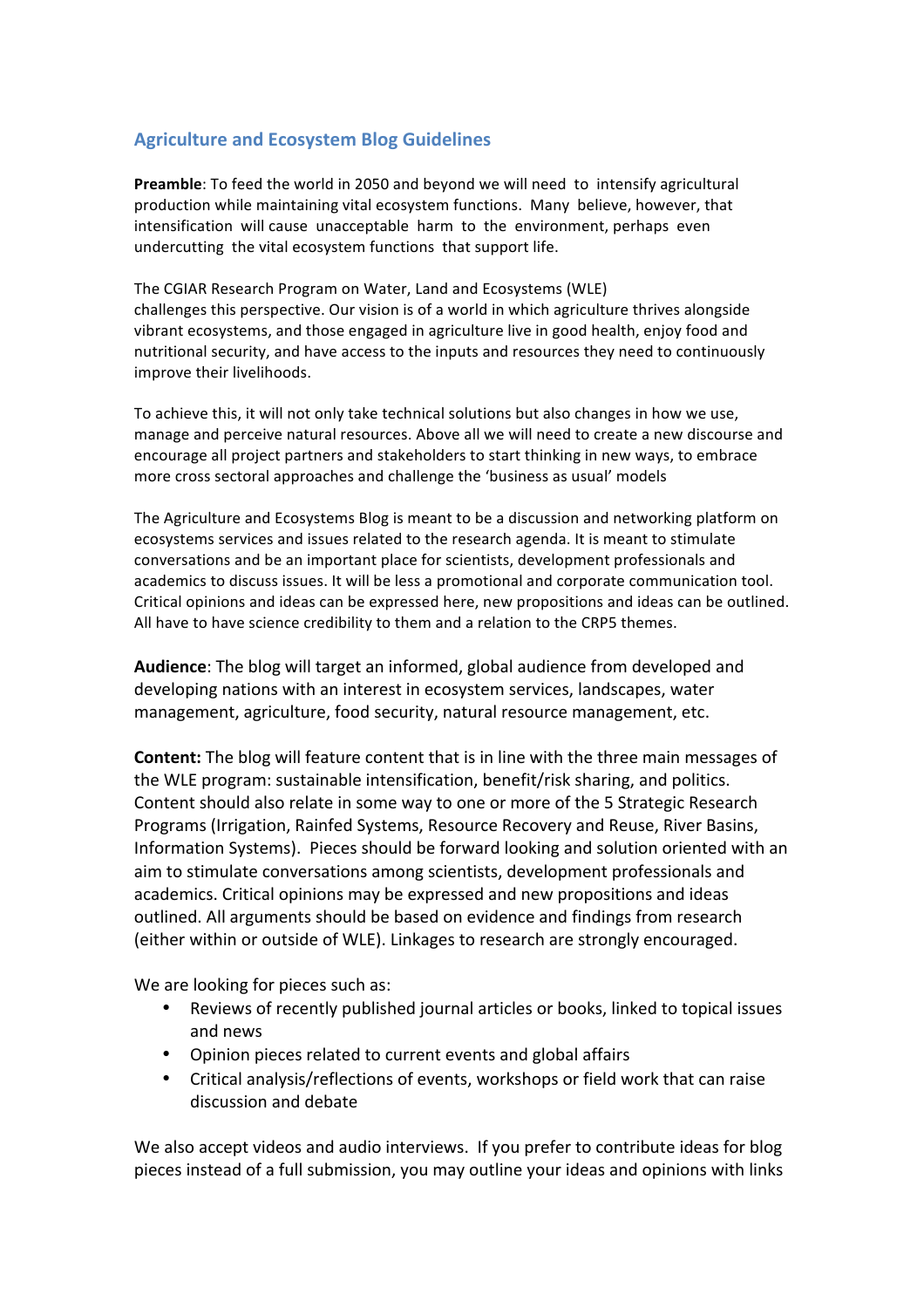## Agriculture and Ecosystem Blog Guidelines

**Preamble**: To feed the world in 2050 and beyond we will need to intensify agricultural production while maintaining vital ecosystem functions. Many believe, however, that intensification will cause unacceptable harm to the environment, perhaps even undercutting the vital ecosystem functions that support life.

The CGIAR Research Program on Water, Land and Ecosystems (WLE) challenges this perspective. Our vision is of a world in which agriculture thrives alongside vibrant ecosystems, and those engaged in agriculture live in good health, enjoy food and nutritional security, and have access to the inputs and resources they need to continuously improve their livelihoods.

To achieve this, it will not only take technical solutions but also changes in how we use, manage and perceive natural resources. Above all we will need to create a new discourse and encourage all project partners and stakeholders to start thinking in new ways, to embrace more cross sectoral approaches and challenge the 'business as usual' models

The Agriculture and Ecosystems Blog is meant to be a discussion and networking platform on ecosystems services and issues related to the research agenda. It is meant to stimulate conversations and be an important place for scientists, development professionals and academics to discuss issues. It will be less a promotional and corporate communication tool. Critical opinions and ideas can be expressed here, new propositions and ideas can be outlined. All have to have science credibility to them and a relation to the CRP5 themes.

**Audience**: The blog will target an informed, global audience from developed and developing nations with an interest in ecosystem services, landscapes, water management, agriculture, food security, natural resource management, etc.

**Content:** The blog will feature content that is in line with the three main messages of the WLE program: sustainable intensification, benefit/risk sharing, and politics. Content should also relate in some way to one or more of the 5 Strategic Research Programs (Irrigation, Rainfed Systems, Resource Recovery and Reuse, River Basins, Information Systems). Pieces should be forward looking and solution oriented with an aim to stimulate conversations among scientists, development professionals and academics. Critical opinions may be expressed and new propositions and ideas outlined. All arguments should be based on evidence and findings from research (either within or outside of WLE). Linkages to research are strongly encouraged.

We are looking for pieces such as:

- Reviews of recently published journal articles or books, linked to topical issues and news
- Opinion pieces related to current events and global affairs
- Critical analysis/reflections of events, workshops or field work that can raise discussion and debate

We also accept videos and audio interviews. If you prefer to contribute ideas for blog pieces instead of a full submission, you may outline your ideas and opinions with links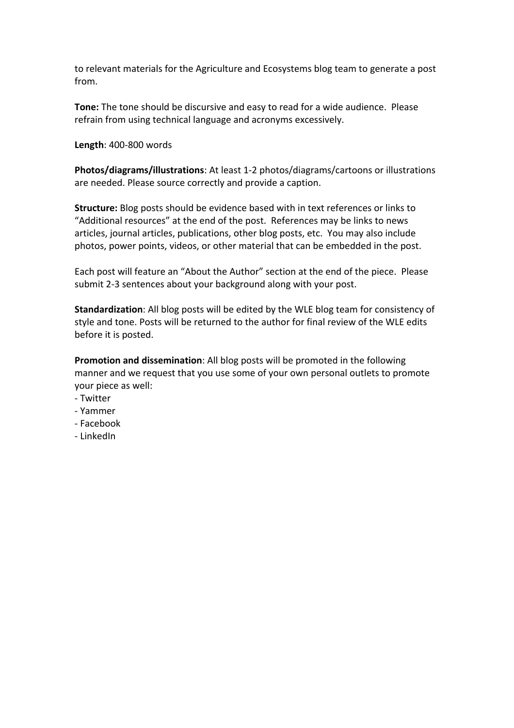to relevant materials for the Agriculture and Ecosystems blog team to generate a post from.

**Tone:** The tone should be discursive and easy to read for a wide audience. Please refrain from using technical language and acronyms excessively.

**Length**: 400-800 words

**Photos/diagrams/illustrations**: At least 1-2 photos/diagrams/cartoons or illustrations are needed. Please source correctly and provide a caption.

**Structure:** Blog posts should be evidence based with in text references or links to "Additional resources" at the end of the post. References may be links to news articles, journal articles, publications, other blog posts, etc. You may also include photos, power points, videos, or other material that can be embedded in the post.

Each post will feature an "About the Author" section at the end of the piece. Please submit 2-3 sentences about your background along with your post.

**Standardization**: All blog posts will be edited by the WLE blog team for consistency of style and tone. Posts will be returned to the author for final review of the WLE edits before it is posted.

**Promotion and dissemination**: All blog posts will be promoted in the following manner and we request that you use some of your own personal outlets to promote your piece as well:

- Twitter
- Yammer
- Facebook
- LinkedIn